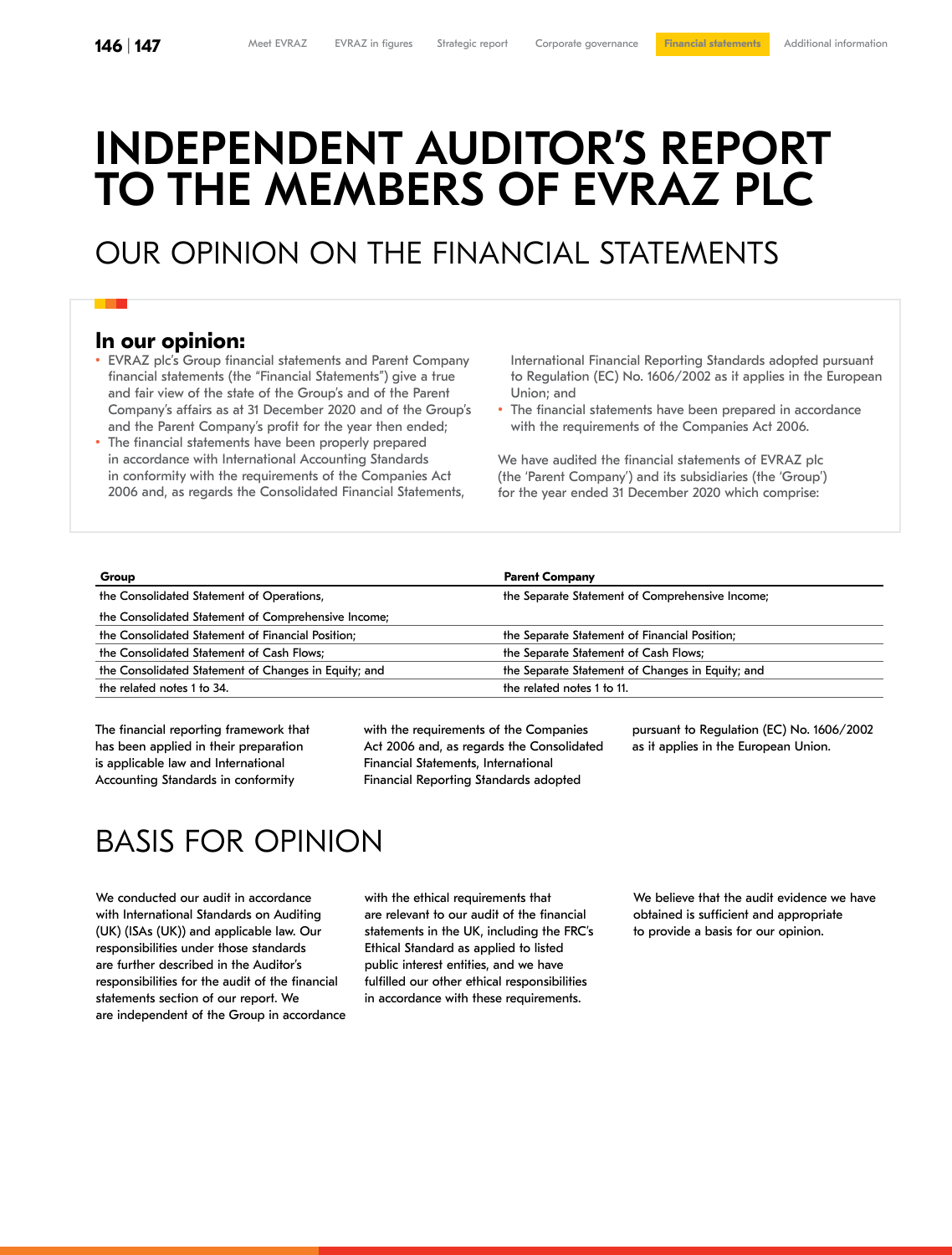# INDEPENDENT AUDITOR'S REPORT TO THE MEMBERS OF EVRAZ PLC

## OUR OPINION ON THE FINANCIAL STATEMENTS

### In our opinion:

- EVRAZ plc's Group financial statements and Parent Company financial statements (the "Financial Statements") give a true and fair view of the state of the Group's and of the Parent Company's affairs as at 31 December 2020 and of the Group's and the Parent Company's profit for the year then ended;
- The financial statements have been properly prepared in accordance with International Accounting Standards in conformity with the requirements of the Companies Act 2006 and, as regards the Consolidated Financial Statements, International Financial Reporting Standards adopted pursuant to Regulation (EC) No. 1606/2002 as it applies in the European Union; and
- The financial statements have been prepared in accordance with the requirements of the Companies Act 2006.

We have audited the financial statements of EVRAZ plc (the 'Parent Company') and its subsidiaries (the 'Group') for the year ended 31 December 2020 which comprise:

| Group | Parent Company |
| --- | --- |
| the Consolidated Statement of Operations, | the Separate Statement of Comprehensive Income; |
| the Consolidated Statement of Comprehensive Income; | |
| the Consolidated Statement of Financial Position; | the Separate Statement of Financial Position; |
| the Consolidated Statement of Cash Flows; | the Separate Statement of Cash Flows; |
| the Consolidated Statement of Changes in Equity; and | the Separate Statement of Changes in Equity; and |
| the related notes 1 to 34. | the related notes 1 to 11. |

The financial reporting framework that has been applied in their preparation is applicable law and International Accounting Standards in conformity with the requirements of the Companies Act 2006 and, as regards the Consolidated Financial Statements, International Financial Reporting Standards adopted pursuant to Regulation (EC) No. 1606/2002 as it applies in the European Union.

## BASIS FOR OPINION

We conducted our audit in accordance with International Standards on Auditing (UK) (ISAs (UK)) and applicable law. Our responsibilities under those standards are further described in the Auditor's responsibilities for the audit of the financial statements section of our report. We are independent of the Group in accordance with the ethical requirements that are relevant to our audit of the financial statements in the UK, including the FRC's Ethical Standard as applied to listed public interest entities, and we have fulfilled our other ethical responsibilities in accordance with these requirements.

We believe that the audit evidence we have obtained is sufficient and appropriate to provide a basis for our opinion.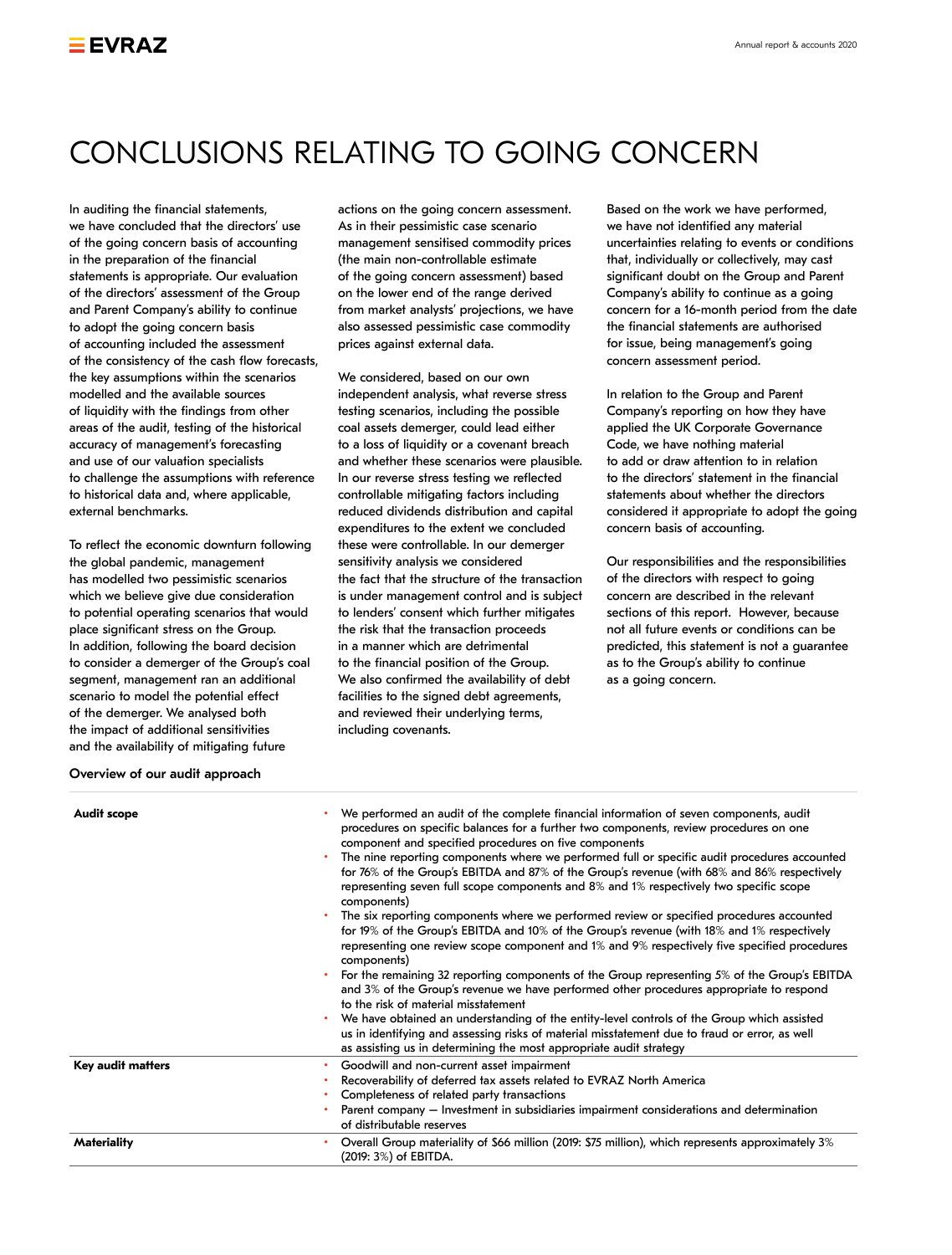# CONCLUSIONS RELATING TO GOING CONCERN

In auditing the financial statements, we have concluded that the directors' use of the going concern basis of accounting in the preparation of the financial statements is appropriate. Our evaluation of the directors' assessment of the Group and Parent Company's ability to continue to adopt the going concern basis of accounting included the assessment of the consistency of the cash flow forecasts, the key assumptions within the scenarios modelled and the available sources of liquidity with the findings from other areas of the audit, testing of the historical accuracy of management's forecasting and use of our valuation specialists to challenge the assumptions with reference to historical data and, where applicable, external benchmarks.

To reflect the economic downturn following the global pandemic, management has modelled two pessimistic scenarios which we believe give due consideration to potential operating scenarios that would place significant stress on the Group. In addition, following the board decision to consider a demerger of the Group's coal segment, management ran an additional scenario to model the potential effect of the demerger. We analysed both the impact of additional sensitivities and the availability of mitigating future actions on the going concern assessment. As in their pessimistic case scenario management sensitised commodity prices (the main non-controllable estimate of the going concern assessment) based on the lower end of the range derived from market analysts' projections, we have also assessed pessimistic case commodity prices against external data.

We considered, based on our own independent analysis, what reverse stress testing scenarios, including the possible coal assets demerger, could lead either to a loss of liquidity or a covenant breach and whether these scenarios were plausible. In our reverse stress testing we reflected controllable mitigating factors including reduced dividends distribution and capital expenditures to the extent we concluded these were controllable. In our demerger sensitivity analysis we considered the fact that the structure of the transaction is under management control and is subject to lenders' consent which further mitigates the risk that the transaction proceeds in a manner which are detrimental to the financial position of the Group. We also confirmed the availability of debt facilities to the signed debt agreements, and reviewed their underlying terms, including covenants.

Based on the work we have performed, we have not identified any material uncertainties relating to events or conditions that, individually or collectively, may cast significant doubt on the Group and Parent Company's ability to continue as a going concern for a 16-month period from the date the financial statements are authorised for issue, being management's going concern assessment period.

In relation to the Group and Parent Company's reporting on how they have applied the UK Corporate Governance Code, we have nothing material to add or draw attention to in relation to the directors' statement in the financial statements about whether the directors considered it appropriate to adopt the going concern basis of accounting.

Our responsibilities and the responsibilities of the directors with respect to going concern are described in the relevant sections of this report. However, because not all future events or conditions can be predicted, this statement is not a guarantee as to the Group's ability to continue as a going concern.

**Overview of our audit approach**

| | |
|---|---|
| **Audit scope** | • We performed an audit of the complete financial information of seven components, audit procedures on specific balances for a further two components, review procedures on one component and specified procedures on five components<br>• The nine reporting components where we performed full or specific audit procedures accounted for 76% of the Group's EBITDA and 87% of the Group's revenue (with 68% and 86% respectively representing seven full scope components and 8% and 1% respectively two specific scope components)<br>• The six reporting components where we performed review or specified procedures accounted for 19% of the Group's EBITDA and 10% of the Group's revenue (with 18% and 1% respectively representing one review scope component and 1% and 9% respectively five specified procedures components)<br>• For the remaining 32 reporting components of the Group representing 5% of the Group's EBITDA and 3% of the Group's revenue we have performed other procedures appropriate to respond to the risk of material misstatement<br>• We have obtained an understanding of the entity-level controls of the Group which assisted us in identifying and assessing risks of material misstatement due to fraud or error, as well as assisting us in determining the most appropriate audit strategy |
| **Key audit matters** | • Goodwill and non-current asset impairment<br>• Recoverability of deferred tax assets related to EVRAZ North America<br>• Completeness of related party transactions<br>• Parent company — Investment in subsidiaries impairment considerations and determination of distributable reserves |
| **Materiality** | • Overall Group materiality of $66 million (2019: $75 million), which represents approximately 3% (2019: 3%) of EBITDA. |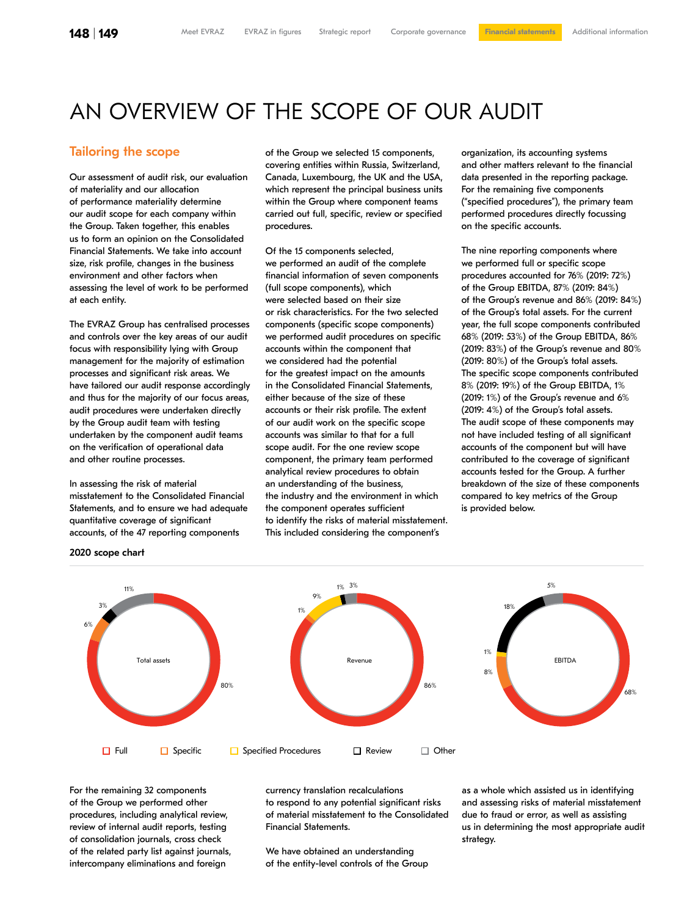# AN OVERVIEW OF THE SCOPE OF OUR AUDIT

## Tailoring the scope

Our assessment of audit risk, our evaluation of materiality and our allocation of performance materiality determine our audit scope for each company within the Group. Taken together, this enables us to form an opinion on the Consolidated Financial Statements. We take into account size, risk profile, changes in the business environment and other factors when assessing the level of work to be performed at each entity.

The EVRAZ Group has centralised processes and controls over the key areas of our audit focus with responsibility lying with Group management for the majority of estimation processes and significant risk areas. We have tailored our audit response accordingly and thus for the majority of our focus areas, audit procedures were undertaken directly by the Group audit team with testing undertaken by the component audit teams on the verification of operational data and other routine processes.

In assessing the risk of material misstatement to the Consolidated Financial Statements, and to ensure we had adequate quantitative coverage of significant accounts, of the 47 reporting components of the Group we selected 15 components, covering entities within Russia, Switzerland, Canada, Luxembourg, the UK and the USA, which represent the principal business units within the Group where component teams carried out full, specific, review or specified procedures.

Of the 15 components selected, we performed an audit of the complete financial information of seven components (full scope components), which were selected based on their size or risk characteristics. For the two selected components (specific scope components) we performed audit procedures on specific accounts within the component that we considered had the potential for the greatest impact on the amounts in the Consolidated Financial Statements, either because of the size of these accounts or their risk profile. The extent of our audit work on the specific scope accounts was similar to that for a full scope audit. For the one review scope component, the primary team performed analytical review procedures to obtain an understanding of the business, the industry and the environment in which the component operates sufficient to identify the risks of material misstatement. This included considering the component's organization, its accounting systems and other matters relevant to the financial data presented in the reporting package. For the remaining five components ("specified procedures"), the primary team performed procedures directly focussing on the specific accounts.

The nine reporting components where we performed full or specific scope procedures accounted for 76% (2019: 72%) of the Group EBITDA, 87% (2019: 84%) of the Group's revenue and 86% (2019: 84%) of the Group's total assets. For the current year, the full scope components contributed 68% (2019: 53%) of the Group EBITDA, 86% (2019: 83%) of the Group's revenue and 80% (2019: 80%) of the Group's total assets. The specific scope components contributed 8% (2019: 19%) of the Group EBITDA, 1% (2019: 1%) of the Group's revenue and 6% (2019: 4%) of the Group's total assets. The audit scope of these components may not have included testing of all significant accounts of the component but will have contributed to the coverage of significant accounts tested for the Group. A further breakdown of the size of these components compared to key metrics of the Group is provided below.

**2020 scope chart**

| | Full | Specific | Specified Procedures | Review | Other |
|---|---|---|---|---|---|
| Total assets | 80% | 6% | | 3% | 11% |
| Revenue | 86% | 1% | 9% | 1% | 3% |
| EBITDA | 68% | 8% | 1% | 18% | 5% |

For the remaining 32 components of the Group we performed other procedures, including analytical review, review of internal audit reports, testing of consolidation journals, cross check of the related party list against journals, intercompany eliminations and foreign currency translation recalculations to respond to any potential significant risks of material misstatement to the Consolidated Financial Statements.

We have obtained an understanding of the entity-level controls of the Group as a whole which assisted us in identifying and assessing risks of material misstatement due to fraud or error, as well as assisting us in determining the most appropriate audit strategy.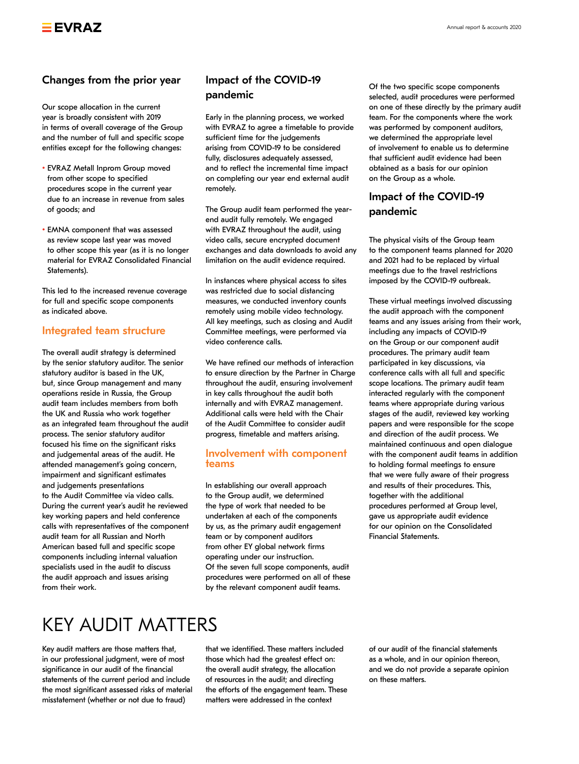### Changes from the prior year

Our scope allocation in the current year is broadly consistent with 2019 in terms of overall coverage of the Group and the number of full and specific scope entities except for the following changes:

- EVRAZ Metall Inprom Group moved from other scope to specified procedures scope in the current year due to an increase in revenue from sales of goods; and
- EMNA component that was assessed as review scope last year was moved to other scope this year (as it is no longer material for EVRAZ Consolidated Financial Statements).

This led to the increased revenue coverage for full and specific scope components as indicated above.

### Integrated team structure

The overall audit strategy is determined by the senior statutory auditor. The senior statutory auditor is based in the UK, but, since Group management and many operations reside in Russia, the Group audit team includes members from both the UK and Russia who work together as an integrated team throughout the audit process. The senior statutory auditor focused his time on the significant risks and judgemental areas of the audit. He attended management's going concern, impairment and significant estimates and judgements presentations to the Audit Committee via video calls. During the current year's audit he reviewed key working papers and held conference calls with representatives of the component audit team for all Russian and North American based full and specific scope components including internal valuation specialists used in the audit to discuss the audit approach and issues arising from their work.

### Impact of the COVID-19 pandemic

Early in the planning process, we worked with EVRAZ to agree a timetable to provide sufficient time for the judgements arising from COVID-19 to be considered fully, disclosures adequately assessed, and to reflect the incremental time impact on completing our year end external audit remotely.

The Group audit team performed the year-end audit fully remotely. We engaged with EVRAZ throughout the audit, using video calls, secure encrypted document exchanges and data downloads to avoid any limitation on the audit evidence required.

In instances where physical access to sites was restricted due to social distancing measures, we conducted inventory counts remotely using mobile video technology. All key meetings, such as closing and Audit Committee meetings, were performed via video conference calls.

We have refined our methods of interaction to ensure direction by the Partner in Charge throughout the audit, ensuring involvement in key calls throughout the audit both internally and with EVRAZ management. Additional calls were held with the Chair of the Audit Committee to consider audit progress, timetable and matters arising.

### Involvement with component teams

In establishing our overall approach to the Group audit, we determined the type of work that needed to be undertaken at each of the components by us, as the primary audit engagement team or by component auditors from other EY global network firms operating under our instruction. Of the seven full scope components, audit procedures were performed on all of these by the relevant component audit teams.

Of the two specific scope components selected, audit procedures were performed on one of these directly by the primary audit team. For the components where the work was performed by component auditors, we determined the appropriate level of involvement to enable us to determine that sufficient audit evidence had been obtained as a basis for our opinion on the Group as a whole.

### Impact of the COVID-19 pandemic

The physical visits of the Group team to the component teams planned for 2020 and 2021 had to be replaced by virtual meetings due to the travel restrictions imposed by the COVID-19 outbreak.

These virtual meetings involved discussing the audit approach with the component teams and any issues arising from their work, including any impacts of COVID-19 on the Group or our component audit procedures. The primary audit team participated in key discussions, via conference calls with all full and specific scope locations. The primary audit team interacted regularly with the component teams where appropriate during various stages of the audit, reviewed key working papers and were responsible for the scope and direction of the audit process. We maintained continuous and open dialogue with the component audit teams in addition to holding formal meetings to ensure that we were fully aware of their progress and results of their procedures. This, together with the additional procedures performed at Group level, gave us appropriate audit evidence for our opinion on the Consolidated Financial Statements.

# KEY AUDIT MATTERS

Key audit matters are those matters that, in our professional judgment, were of most significance in our audit of the financial statements of the current period and include the most significant assessed risks of material misstatement (whether or not due to fraud) that we identified. These matters included those which had the greatest effect on: the overall audit strategy, the allocation of resources in the audit; and directing the efforts of the engagement team. These matters were addressed in the context of our audit of the financial statements as a whole, and in our opinion thereon, and we do not provide a separate opinion on these matters.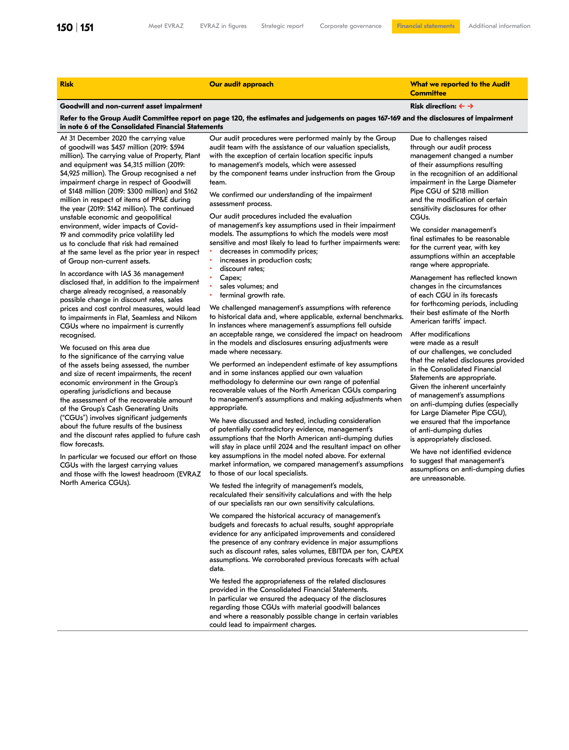| Risk | Our audit approach | What we reported to the Audit Committee |
|---|---|---|
| **Goodwill and non-current asset impairment** | | **Risk direction: ← →** |
| **Refer to the Group Audit Committee report on page 120, the estimates and judgements on pages 167-169 and the disclosures of impairment in note 6 of the Consolidated Financial Statements** | | |
| At 31 December 2020 the carrying value of goodwill was $457 million (2019: $594 million). The carrying value of Property, Plant and equipment was $4,315 million (2019: $4,925 million). The Group recognised a net impairment charge in respect of Goodwill of $148 million (2019: $300 million) and $162 million in respect of items of PP&E during the year (2019: $142 million). The continued unstable economic and geopolitical environment, wider impacts of Covid-19 and commodity price volatility led us to conclude that risk had remained at the same level as the prior year in respect of Group non-current assets.<br><br>In accordance with IAS 36 management disclosed that, in addition to the impairment charge already recognised, a reasonably possible change in discount rates, sales prices and cost control measures, would lead to impairments in Flat, Seamless and Nikom CGUs where no impairment is currently recognised.<br><br>We focused on this area due to the significance of the carrying value of the assets being assessed, the number and size of recent impairments, the recent economic environment in the Group's operating jurisdictions and because the assessment of the recoverable amount of the Group's Cash Generating Units ("CGUs") involves significant judgements about the future results of the business and the discount rates applied to future cash flow forecasts.<br><br>In particular we focused our effort on those CGUs with the largest carrying values and those with the lowest headroom (EVRAZ North America CGUs). | Our audit procedures were performed mainly by the Group audit team with the assistance of our valuation specialists, with the exception of certain location specific inputs to management's models, which were assessed by the component teams under instruction from the Group team.<br><br>We confirmed our understanding of the impairment assessment process.<br><br>Our audit procedures included the evaluation of management's key assumptions used in their impairment models. The assumptions to which the models were most sensitive and most likely to lead to further impairments were:<br>• decreases in commodity prices;<br>• increases in production costs;<br>• discount rates;<br>• Capex;<br>• sales volumes; and<br>• terminal growth rate.<br><br>We challenged management's assumptions with reference to historical data and, where applicable, external benchmarks. In instances where management's assumptions fell outside an acceptable range, we considered the impact on headroom in the models and disclosures ensuring adjustments were made where necessary.<br><br>We performed an independent estimate of key assumptions and in some instances applied our own valuation methodology to determine our own range of potential recoverable values of the North American CGUs comparing to management's assumptions and making adjustments when appropriate.<br><br>We have discussed and tested, including consideration of potentially contradictory evidence, management's assumptions that the North American anti-dumping duties will stay in place until 2024 and the resultant impact on other key assumptions in the model noted above. For external market information, we compared management's assumptions to those of our local specialists.<br><br>We tested the integrity of management's models, recalculated their sensitivity calculations and with the help of our specialists ran our own sensitivity calculations.<br><br>We compared the historical accuracy of management's budgets and forecasts to actual results, sought appropriate evidence for any anticipated improvements and considered the presence of any contrary evidence in major assumptions such as discount rates, sales volumes, EBITDA per ton, CAPEX assumptions. We corroborated previous forecasts with actual data.<br><br>We tested the appropriateness of the related disclosures provided in the Consolidated Financial Statements. In particular we ensured the adequacy of the disclosures regarding those CGUs with material goodwill balances and where a reasonably possible change in certain variables could lead to impairment charges. | Due to challenges raised through our audit process management changed a number of their assumptions resulting in the recognition of an additional impairment in the Large Diameter Pipe CGU of $218 million and the modification of certain sensitivity disclosures for other CGUs.<br><br>We consider management's final estimates to be reasonable for the current year, with key assumptions within an acceptable range where appropriate.<br><br>Management has reflected known changes in the circumstances of each CGU in its forecasts for forthcoming periods, including their best estimate of the North American tariffs' impact.<br><br>After modifications were made as a result of our challenges, we concluded that the related disclosures provided in the Consolidated Financial Statements are appropriate. Given the inherent uncertainty of management's assumptions on anti-dumping duties (especially for Large Diameter Pipe CGU), we ensured that the importance of anti-dumping duties is appropriately disclosed.<br><br>We have not identified evidence to suggest that management's assumptions on anti-dumping duties are unreasonable. |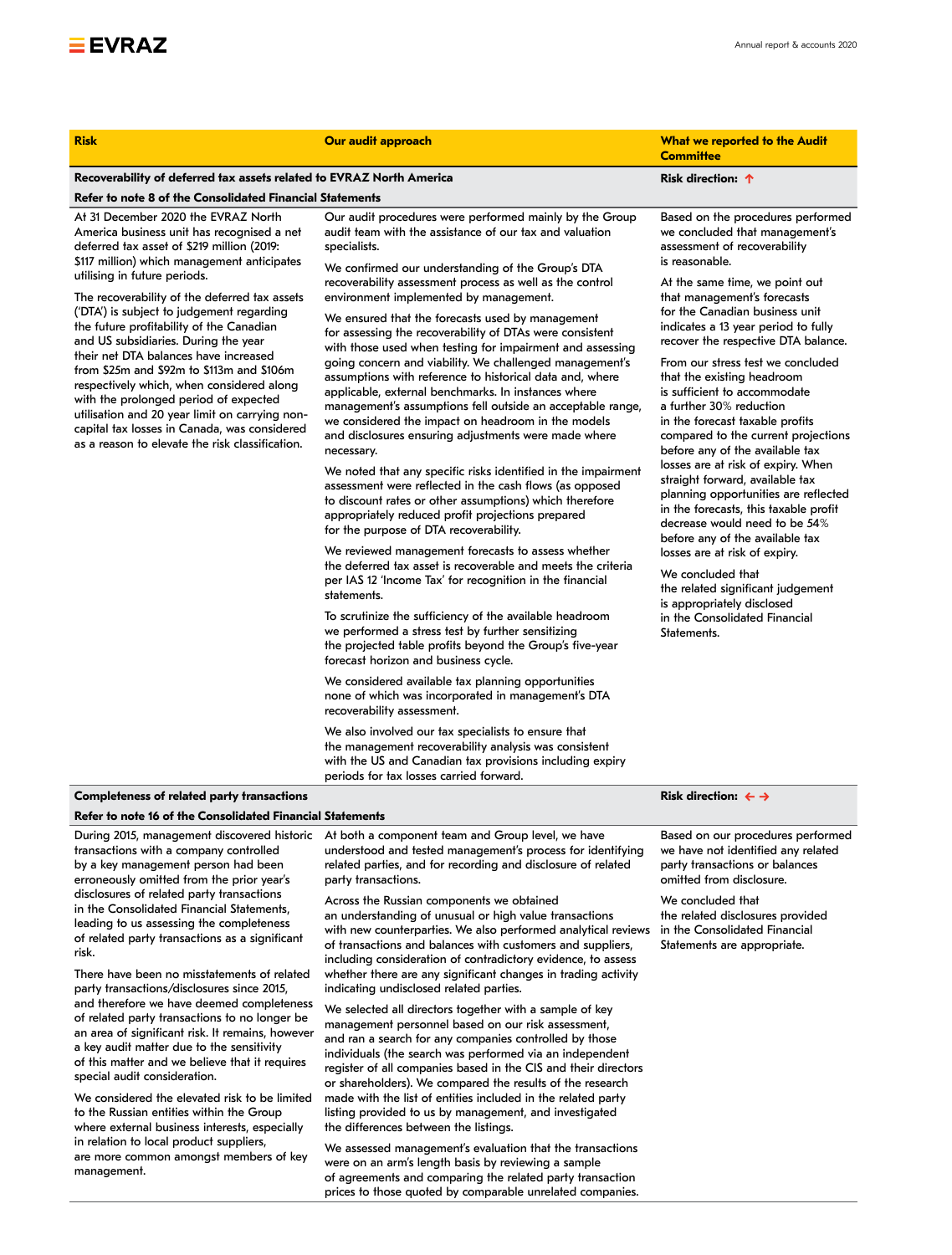| Risk | Our audit approach | What we reported to the Audit Committee |
|---|---|---|
| **Recoverability of deferred tax assets related to EVRAZ North America**<br>**Refer to note 8 of the Consolidated Financial Statements** | | **Risk direction: ↑** |
| At 31 December 2020 the EVRAZ North America business unit has recognised a net deferred tax asset of $219 million (2019: $117 million) which management anticipates utilising in future periods.<br><br>The recoverability of the deferred tax assets ('DTA') is subject to judgement regarding the future profitability of the Canadian and US subsidiaries. During the year their net DTA balances have increased from $25m and $92m to $113m and $106m respectively which, when considered along with the prolonged period of expected utilisation and 20 year limit on carrying non-capital tax losses in Canada, was considered as a reason to elevate the risk classification. | Our audit procedures were performed mainly by the Group audit team with the assistance of our tax and valuation specialists.<br><br>We confirmed our understanding of the Group's DTA recoverability assessment process as well as the control environment implemented by management.<br><br>We ensured that the forecasts used by management for assessing the recoverability of DTAs were consistent with those used when testing for impairment and assessing going concern and viability. We challenged management's assumptions with reference to historical data and, where applicable, external benchmarks. In instances where management's assumptions fell outside an acceptable range, we considered the impact on headroom in the models and disclosures ensuring adjustments were made where necessary.<br><br>We noted that any specific risks identified in the impairment assessment were reflected in the cash flows (as opposed to discount rates or other assumptions) which therefore appropriately reduced profit projections prepared for the purpose of DTA recoverability.<br><br>We reviewed management forecasts to assess whether the deferred tax asset is recoverable and meets the criteria per IAS 12 'Income Tax' for recognition in the financial statements.<br><br>To scrutinize the sufficiency of the available headroom we performed a stress test by further sensitizing the projected table profits beyond the Group's five-year forecast horizon and business cycle.<br><br>We considered available tax planning opportunities none of which was incorporated in management's DTA recoverability assessment.<br><br>We also involved our tax specialists to ensure that the management recoverability analysis was consistent with the US and Canadian tax provisions including expiry periods for tax losses carried forward. | Based on the procedures performed we concluded that management's assessment of recoverability is reasonable.<br><br>At the same time, we point out that management's forecasts for the Canadian business unit indicates a 13 year period to fully recover the respective DTA balance.<br><br>From our stress test we concluded that the existing headroom is sufficient to accommodate a further 30% reduction in the forecast taxable profits compared to the current projections before any of the available tax losses are at risk of expiry. When straight forward, available tax planning opportunities are reflected in the forecasts, this taxable profit decrease would need to be 54% before any of the available tax losses are at risk of expiry.<br><br>We concluded that the related significant judgement is appropriately disclosed in the Consolidated Financial Statements. |
| **Completeness of related party transactions**<br>**Refer to note 16 of the Consolidated Financial Statements** | | **Risk direction: ← →** |
| During 2015, management discovered historic transactions with a company controlled by a key management person had been erroneously omitted from the prior year's disclosures of related party transactions in the Consolidated Financial Statements, leading to us assessing the completeness of related party transactions as a significant risk.<br><br>There have been no misstatements of related party transactions/disclosures since 2015, and therefore we have deemed completeness of related party transactions to no longer be an area of significant risk. It remains, however a key audit matter due to the sensitivity of this matter and we believe that it requires special audit consideration.<br><br>We considered the elevated risk to be limited to the Russian entities within the Group where external business interests, especially in relation to local product suppliers, are more common amongst members of key management. | At both a component team and Group level, we have understood and tested management's process for identifying related parties, and for recording and disclosure of related party transactions.<br><br>Across the Russian components we obtained an understanding of unusual or high value transactions with new counterparties. We also performed analytical reviews of transactions and balances with customers and suppliers, including consideration of contradictory evidence, to assess whether there are any significant changes in trading activity indicating undisclosed related parties.<br><br>We selected all directors together with a sample of key management personnel based on our risk assessment, and ran a search for any companies controlled by those individuals (the search was performed via an independent register of all companies based in the CIS and their directors or shareholders). We compared the results of the research made with the list of entities included in the related party listing provided to us by management, and investigated the differences between the listings.<br><br>We assessed management's evaluation that the transactions were on an arm's length basis by reviewing a sample of agreements and comparing the related party transaction prices to those quoted by comparable unrelated companies. | Based on our procedures performed we have not identified any related party transactions or balances omitted from disclosure.<br><br>We concluded that the related disclosures provided in the Consolidated Financial Statements are appropriate. |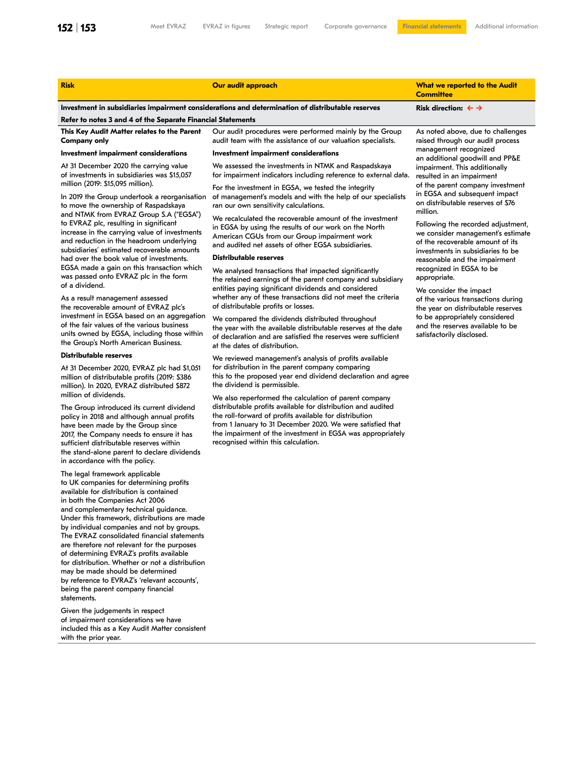| Risk | Our audit approach | What we reported to the Audit Committee |
|---|---|---|
| **Investment in subsidiaries impairment considerations and determination of distributable reserves** **Refer to notes 3 and 4 of the Separate Financial Statements** | | **Risk direction:** ← → |
| **This Key Audit Matter relates to the Parent Company only**<br><br>**Investment impairment considerations**<br><br>At 31 December 2020 the carrying value of investments in subsidiaries was $15,057 million (2019: $15,095 million).<br><br>In 2019 the Group undertook a reorganisation to move the ownership of Raspadskaya and NTMK from EVRAZ Group S.A ("EGSA") to EVRAZ plc, resulting in significant increase in the carrying value of investments and reduction in the headroom underlying subsidiaries' estimated recoverable amounts had over the book value of investments. EGSA made a gain on this transaction which was passed onto EVRAZ plc in the form of a dividend.<br><br>As a result management assessed the recoverable amount of EVRAZ plc's investment in EGSA based on an aggregation of the fair values of the various business units owned by EGSA, including those within the Group's North American Business.<br><br>**Distributable reserves**<br><br>At 31 December 2020, EVRAZ plc had $1,051 million of distributable profits (2019: $386 million). In 2020, EVRAZ distributed $872 million of dividends.<br><br>The Group introduced its current dividend policy in 2018 and although annual profits have been made by the Group since 2017, the Company needs to ensure it has sufficient distributable reserves within the stand-alone parent to declare dividends in accordance with the policy.<br><br>The legal framework applicable to UK companies for determining profits available for distribution is contained in both the Companies Act 2006 and complementary technical guidance. Under this framework, distributions are made by individual companies and not by groups. The EVRAZ consolidated financial statements are therefore not relevant for the purposes of determining EVRAZ's profits available for distribution. Whether or not a distribution may be made should be determined by reference to EVRAZ's 'relevant accounts', being the parent company financial statements.<br><br>Given the judgements in respect of impairment considerations we have included this as a Key Audit Matter consistent with the prior year. | Our audit procedures were performed mainly by the Group audit team with the assistance of our valuation specialists.<br><br>**Investment impairment considerations**<br><br>We assessed the investments in NTMK and Raspadskaya for impairment indicators including reference to external data.<br><br>For the investment in EGSA, we tested the integrity of management's models and with the help of our specialists ran our own sensitivity calculations.<br><br>We recalculated the recoverable amount of the investment in EGSA by using the results of our work on the North American CGUs from our Group impairment work and audited net assets of other EGSA subsidiaries.<br><br>**Distributable reserves**<br><br>We analysed transactions that impacted significantly the retained earnings of the parent company and subsidiary entities paying significant dividends and considered whether any of these transactions did not meet the criteria of distributable profits or losses.<br><br>We compared the dividends distributed throughout the year with the available distributable reserves at the date of declaration and are satisfied the reserves were sufficient at the dates of distribution.<br><br>We reviewed management's analysis of profits available for distribution in the parent company comparing this to the proposed year end dividend declaration and agree the dividend is permissible.<br><br>We also reperformed the calculation of parent company distributable profits available for distribution and audited the roll-forward of profits available for distribution from 1 January to 31 December 2020. We were satisfied that the impairment of the investment in EGSA was appropriately recognised within this calculation. | As noted above, due to challenges raised through our audit process management recognized an additional goodwill and PP&E impairment. This additionally resulted in an impairment of the parent company investment in EGSA and subsequent impact on distributable reserves of $76 million.<br><br>Following the recorded adjustment, we consider management's estimate of the recoverable amount of its investments in subsidiaries to be reasonable and the impairment recognized in EGSA to be appropriate.<br><br>We consider the impact of the various transactions during the year on distributable reserves to be appropriately considered and the reserves available to be satisfactorily disclosed. |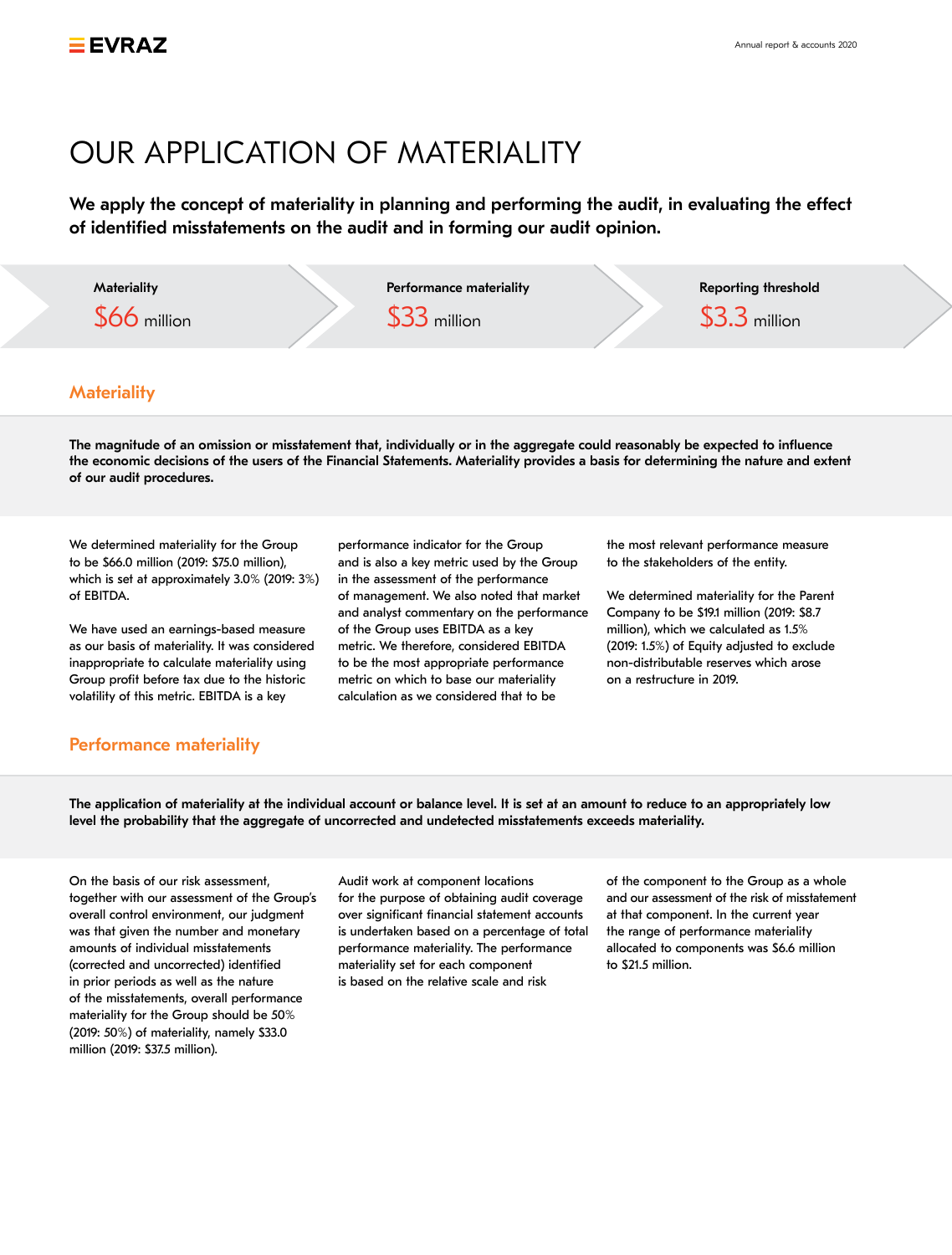# OUR APPLICATION OF MATERIALITY

**We apply the concept of materiality in planning and performing the audit, in evaluating the effect of identified misstatements on the audit and in forming our audit opinion.**

| Materiality | Performance materiality | Reporting threshold |
|---|---|---|
| $66 million | $33 million | $3.3 million |

## Materiality

**The magnitude of an omission or misstatement that, individually or in the aggregate could reasonably be expected to influence the economic decisions of the users of the Financial Statements. Materiality provides a basis for determining the nature and extent of our audit procedures.**

We determined materiality for the Group to be $66.0 million (2019: $75.0 million), which is set at approximately 3.0% (2019: 3%) of EBITDA.

We have used an earnings-based measure as our basis of materiality. It was considered inappropriate to calculate materiality using Group profit before tax due to the historic volatility of this metric. EBITDA is a key performance indicator for the Group and is also a key metric used by the Group in the assessment of the performance of management. We also noted that market and analyst commentary on the performance of the Group uses EBITDA as a key metric. We therefore, considered EBITDA to be the most appropriate performance metric on which to base our materiality calculation as we considered that to be the most relevant performance measure to the stakeholders of the entity.

We determined materiality for the Parent Company to be $19.1 million (2019: $8.7 million), which we calculated as 1.5% (2019: 1.5%) of Equity adjusted to exclude non-distributable reserves which arose on a restructure in 2019.

## Performance materiality

**The application of materiality at the individual account or balance level. It is set at an amount to reduce to an appropriately low level the probability that the aggregate of uncorrected and undetected misstatements exceeds materiality.**

On the basis of our risk assessment, together with our assessment of the Group's overall control environment, our judgment was that given the number and monetary amounts of individual misstatements (corrected and uncorrected) identified in prior periods as well as the nature of the misstatements, overall performance materiality for the Group should be 50% (2019: 50%) of materiality, namely $33.0 million (2019: $37.5 million).

Audit work at component locations for the purpose of obtaining audit coverage over significant financial statement accounts is undertaken based on a percentage of total performance materiality. The performance materiality set for each component is based on the relative scale and risk of the component to the Group as a whole and our assessment of the risk of misstatement at that component. In the current year the range of performance materiality allocated to components was $6.6 million to $21.5 million.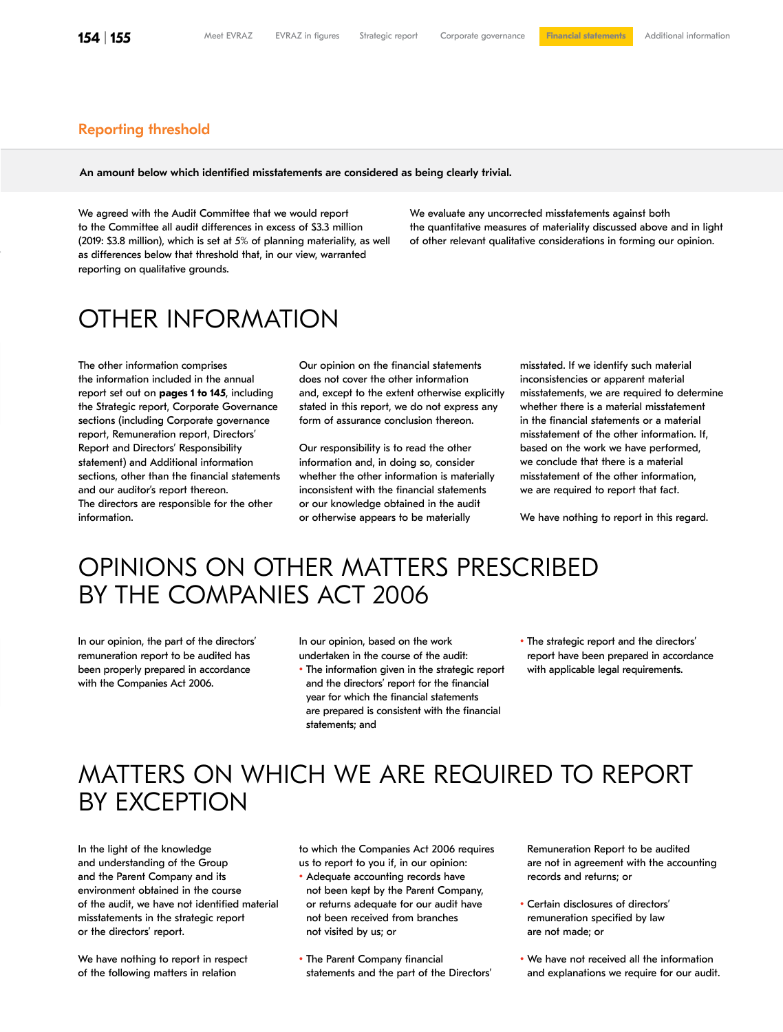### Reporting threshold

**An amount below which identified misstatements are considered as being clearly trivial.**

We agreed with the Audit Committee that we would report to the Committee all audit differences in excess of $3.3 million (2019: $3.8 million), which is set at 5% of planning materiality, as well as differences below that threshold that, in our view, warranted reporting on qualitative grounds.

We evaluate any uncorrected misstatements against both the quantitative measures of materiality discussed above and in light of other relevant qualitative considerations in forming our opinion.

# OTHER INFORMATION

The other information comprises the information included in the annual report set out on **pages 1 to 145**, including the Strategic report, Corporate Governance sections (including Corporate governance report, Remuneration report, Directors' Report and Directors' Responsibility statement) and Additional information sections, other than the financial statements and our auditor's report thereon. The directors are responsible for the other information.

Our opinion on the financial statements does not cover the other information and, except to the extent otherwise explicitly stated in this report, we do not express any form of assurance conclusion thereon.

Our responsibility is to read the other information and, in doing so, consider whether the other information is materially inconsistent with the financial statements or our knowledge obtained in the audit or otherwise appears to be materially misstated. If we identify such material inconsistencies or apparent material misstatements, we are required to determine whether there is a material misstatement in the financial statements or a material misstatement of the other information. If, based on the work we have performed, we conclude that there is a material misstatement of the other information, we are required to report that fact.

We have nothing to report in this regard.

# OPINIONS ON OTHER MATTERS PRESCRIBED BY THE COMPANIES ACT 2006

In our opinion, the part of the directors' remuneration report to be audited has been properly prepared in accordance with the Companies Act 2006.

In our opinion, based on the work undertaken in the course of the audit:

- The information given in the strategic report and the directors' report for the financial year for which the financial statements are prepared is consistent with the financial statements; and
- The strategic report and the directors' report have been prepared in accordance with applicable legal requirements.

# MATTERS ON WHICH WE ARE REQUIRED TO REPORT BY EXCEPTION

In the light of the knowledge and understanding of the Group and the Parent Company and its environment obtained in the course of the audit, we have not identified material misstatements in the strategic report or the directors' report.

We have nothing to report in respect of the following matters in relation to which the Companies Act 2006 requires us to report to you if, in our opinion:

- Adequate accounting records have not been kept by the Parent Company, or returns adequate for our audit have not been received from branches not visited by us; or
- The Parent Company financial statements and the part of the Directors' Remuneration Report to be audited are not in agreement with the accounting records and returns; or
- Certain disclosures of directors' remuneration specified by law are not made; or
- We have not received all the information and explanations we require for our audit.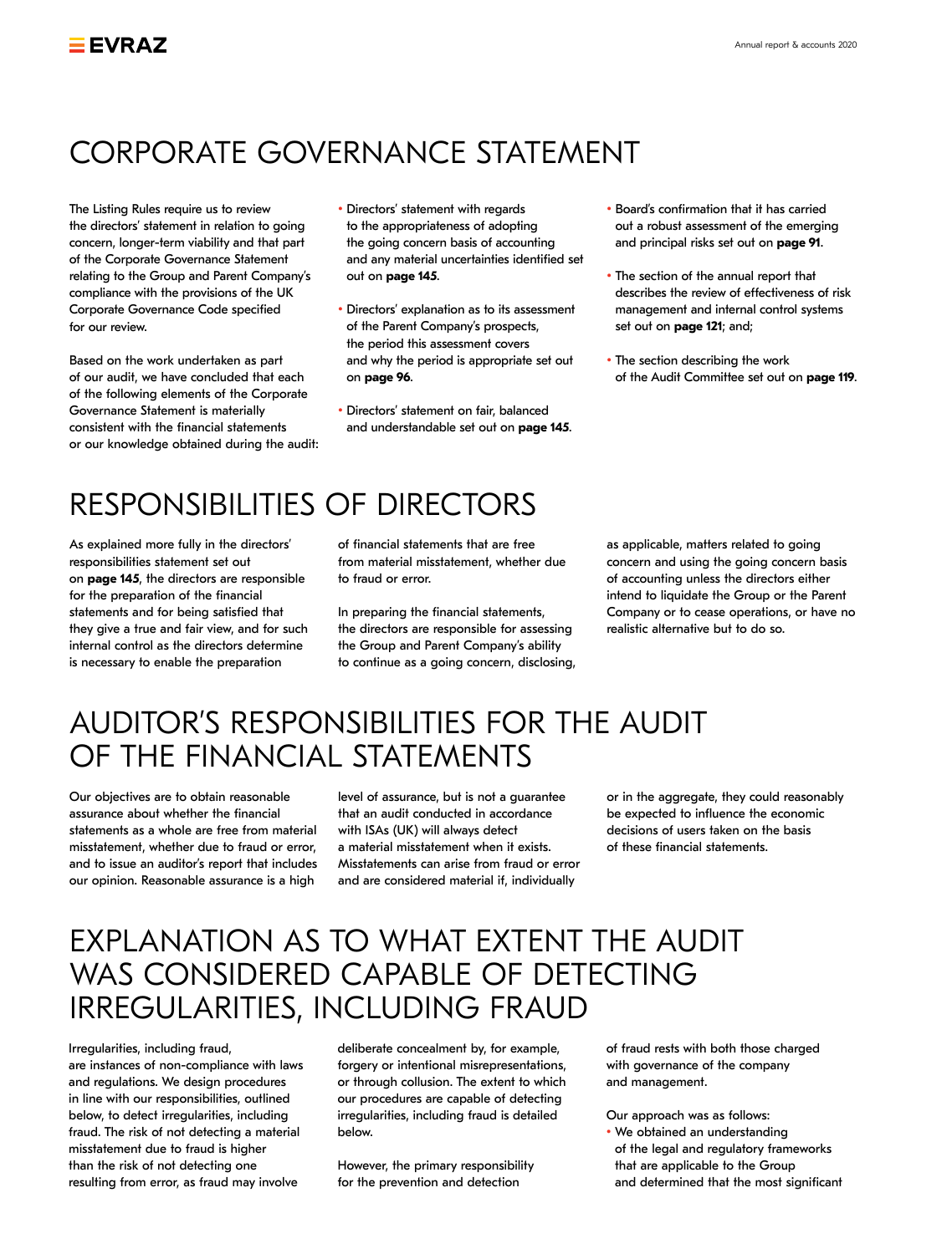# CORPORATE GOVERNANCE STATEMENT

The Listing Rules require us to review the directors' statement in relation to going concern, longer-term viability and that part of the Corporate Governance Statement relating to the Group and Parent Company's compliance with the provisions of the UK Corporate Governance Code specified for our review.

Based on the work undertaken as part of our audit, we have concluded that each of the following elements of the Corporate Governance Statement is materially consistent with the financial statements or our knowledge obtained during the audit:

- Directors' statement with regards to the appropriateness of adopting the going concern basis of accounting and any material uncertainties identified set out on **page 145**.
- Directors' explanation as to its assessment of the Parent Company's prospects, the period this assessment covers and why the period is appropriate set out on **page 96**.
- Directors' statement on fair, balanced and understandable set out on **page 145**.
- Board's confirmation that it has carried out a robust assessment of the emerging and principal risks set out on **page 91**.
- The section of the annual report that describes the review of effectiveness of risk management and internal control systems set out on **page 121**; and;
- The section describing the work of the Audit Committee set out on **page 119**.

# RESPONSIBILITIES OF DIRECTORS

As explained more fully in the directors' responsibilities statement set out on **page 145**, the directors are responsible for the preparation of the financial statements and for being satisfied that they give a true and fair view, and for such internal control as the directors determine is necessary to enable the preparation of financial statements that are free from material misstatement, whether due to fraud or error.

In preparing the financial statements, the directors are responsible for assessing the Group and Parent Company's ability to continue as a going concern, disclosing, as applicable, matters related to going concern and using the going concern basis of accounting unless the directors either intend to liquidate the Group or the Parent Company or to cease operations, or have no realistic alternative but to do so.

# AUDITOR'S RESPONSIBILITIES FOR THE AUDIT OF THE FINANCIAL STATEMENTS

Our objectives are to obtain reasonable assurance about whether the financial statements as a whole are free from material misstatement, whether due to fraud or error, and to issue an auditor's report that includes our opinion. Reasonable assurance is a high level of assurance, but is not a guarantee that an audit conducted in accordance with ISAs (UK) will always detect a material misstatement when it exists. Misstatements can arise from fraud or error and are considered material if, individually or in the aggregate, they could reasonably be expected to influence the economic decisions of users taken on the basis of these financial statements.

# EXPLANATION AS TO WHAT EXTENT THE AUDIT WAS CONSIDERED CAPABLE OF DETECTING IRREGULARITIES, INCLUDING FRAUD

Irregularities, including fraud, are instances of non-compliance with laws and regulations. We design procedures in line with our responsibilities, outlined below, to detect irregularities, including fraud. The risk of not detecting a material misstatement due to fraud is higher than the risk of not detecting one resulting from error, as fraud may involve deliberate concealment by, for example, forgery or intentional misrepresentations, or through collusion. The extent to which our procedures are capable of detecting irregularities, including fraud is detailed below.

However, the primary responsibility for the prevention and detection of fraud rests with both those charged with governance of the company and management.

Our approach was as follows:

- We obtained an understanding of the legal and regulatory frameworks that are applicable to the Group and determined that the most significant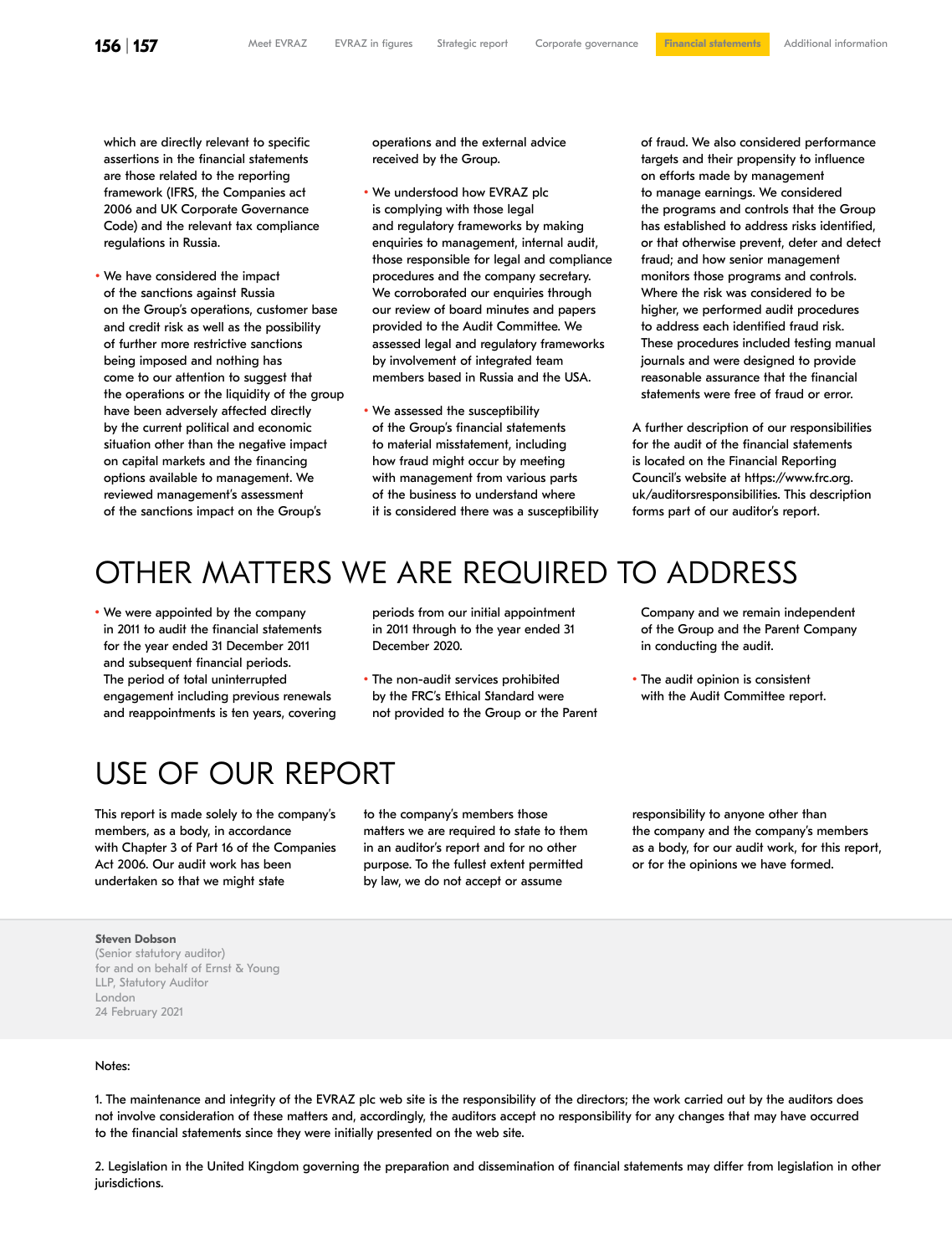which are directly relevant to specific assertions in the financial statements are those related to the reporting framework (IFRS, the Companies act 2006 and UK Corporate Governance Code) and the relevant tax compliance regulations in Russia.

- We have considered the impact of the sanctions against Russia on the Group's operations, customer base and credit risk as well as the possibility of further more restrictive sanctions being imposed and nothing has come to our attention to suggest that the operations or the liquidity of the group have been adversely affected directly by the current political and economic situation other than the negative impact on capital markets and the financing options available to management. We reviewed management's assessment of the sanctions impact on the Group's operations and the external advice received by the Group.
- We understood how EVRAZ plc is complying with those legal and regulatory frameworks by making enquiries to management, internal audit, those responsible for legal and compliance procedures and the company secretary. We corroborated our enquiries through our review of board minutes and papers provided to the Audit Committee. We assessed legal and regulatory frameworks by involvement of integrated team members based in Russia and the USA.
- We assessed the susceptibility of the Group's financial statements to material misstatement, including how fraud might occur by meeting with management from various parts of the business to understand where it is considered there was a susceptibility of fraud. We also considered performance targets and their propensity to influence on efforts made by management to manage earnings. We considered the programs and controls that the Group has established to address risks identified, or that otherwise prevent, deter and detect fraud; and how senior management monitors those programs and controls. Where the risk was considered to be higher, we performed audit procedures to address each identified fraud risk. These procedures included testing manual journals and were designed to provide reasonable assurance that the financial statements were free of fraud or error.

A further description of our responsibilities for the audit of the financial statements is located on the Financial Reporting Council's website at https://www.frc.org.uk/auditorsresponsibilities. This description forms part of our auditor's report.

# OTHER MATTERS WE ARE REQUIRED TO ADDRESS

- We were appointed by the company in 2011 to audit the financial statements for the year ended 31 December 2011 and subsequent financial periods. The period of total uninterrupted engagement including previous renewals and reappointments is ten years, covering periods from our initial appointment in 2011 through to the year ended 31 December 2020.
- The non-audit services prohibited by the FRC's Ethical Standard were not provided to the Group or the Parent Company and we remain independent of the Group and the Parent Company in conducting the audit.
- The audit opinion is consistent with the Audit Committee report.

# USE OF OUR REPORT

This report is made solely to the company's members, as a body, in accordance with Chapter 3 of Part 16 of the Companies Act 2006. Our audit work has been undertaken so that we might state to the company's members those matters we are required to state to them in an auditor's report and for no other purpose. To the fullest extent permitted by law, we do not accept or assume responsibility to anyone other than the company and the company's members as a body, for our audit work, for this report, or for the opinions we have formed.

**Steven Dobson**
(Senior statutory auditor)
for and on behalf of Ernst & Young LLP, Statutory Auditor
London
24 February 2021

Notes:

1. The maintenance and integrity of the EVRAZ plc web site is the responsibility of the directors; the work carried out by the auditors does not involve consideration of these matters and, accordingly, the auditors accept no responsibility for any changes that may have occurred to the financial statements since they were initially presented on the web site.

2. Legislation in the United Kingdom governing the preparation and dissemination of financial statements may differ from legislation in other jurisdictions.